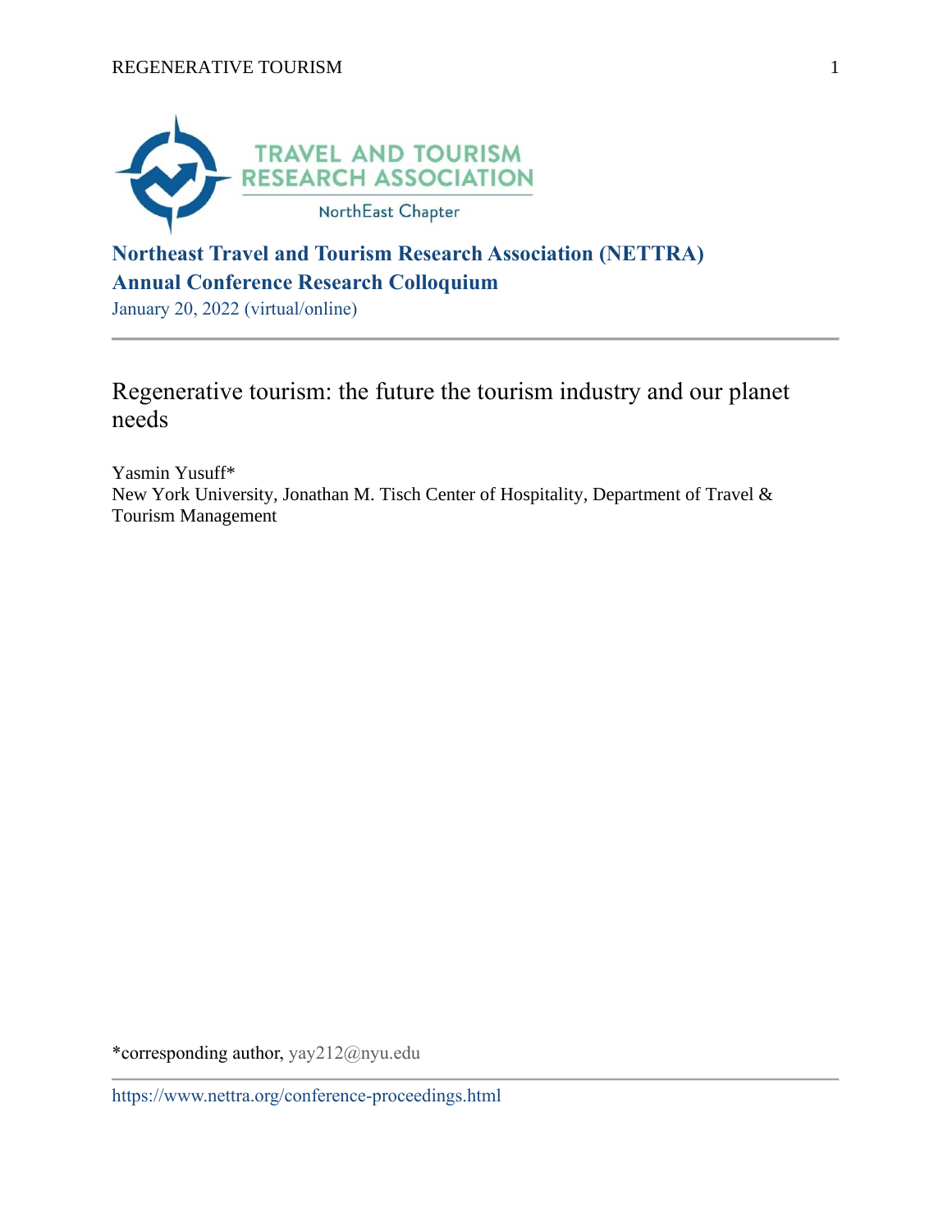**Northeast Travel and Tourism Research Association (NETTRA)**
**Annual Conference Research Colloquium**

January 20, 2022 (virtual/online)

---

# Regenerative tourism: the future the tourism industry and our planet needs

Yasmin Yusuff*

New York University, Jonathan M. Tisch Center of Hospitality, Department of Travel & Tourism Management

*corresponding author, yay212@nyu.edu

https://www.nettra.org/conference-proceedings.html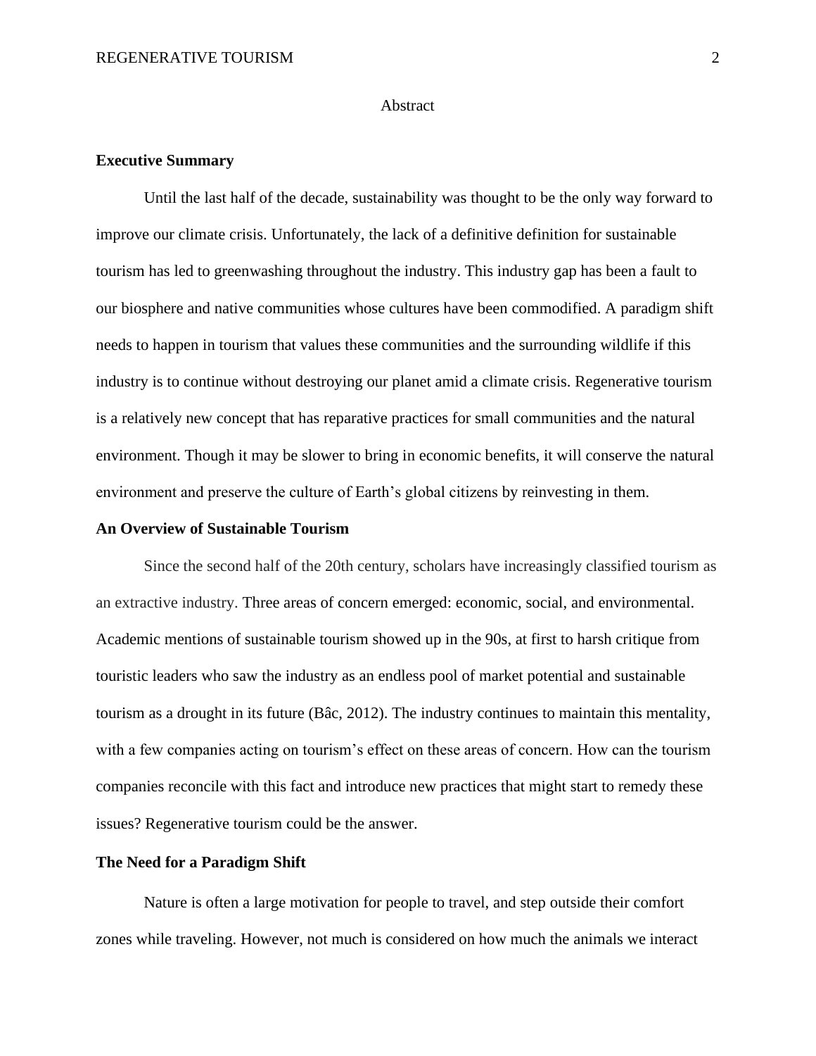# Abstract

## Executive Summary

Until the last half of the decade, sustainability was thought to be the only way forward to improve our climate crisis. Unfortunately, the lack of a definitive definition for sustainable tourism has led to greenwashing throughout the industry. This industry gap has been a fault to our biosphere and native communities whose cultures have been commodified. A paradigm shift needs to happen in tourism that values these communities and the surrounding wildlife if this industry is to continue without destroying our planet amid a climate crisis. Regenerative tourism is a relatively new concept that has reparative practices for small communities and the natural environment. Though it may be slower to bring in economic benefits, it will conserve the natural environment and preserve the culture of Earth's global citizens by reinvesting in them.

## An Overview of Sustainable Tourism

Since the second half of the 20th century, scholars have increasingly classified tourism as an extractive industry. Three areas of concern emerged: economic, social, and environmental. Academic mentions of sustainable tourism showed up in the 90s, at first to harsh critique from touristic leaders who saw the industry as an endless pool of market potential and sustainable tourism as a drought in its future (Bâc, 2012). The industry continues to maintain this mentality, with a few companies acting on tourism's effect on these areas of concern. How can the tourism companies reconcile with this fact and introduce new practices that might start to remedy these issues? Regenerative tourism could be the answer.

## The Need for a Paradigm Shift

Nature is often a large motivation for people to travel, and step outside their comfort zones while traveling. However, not much is considered on how much the animals we interact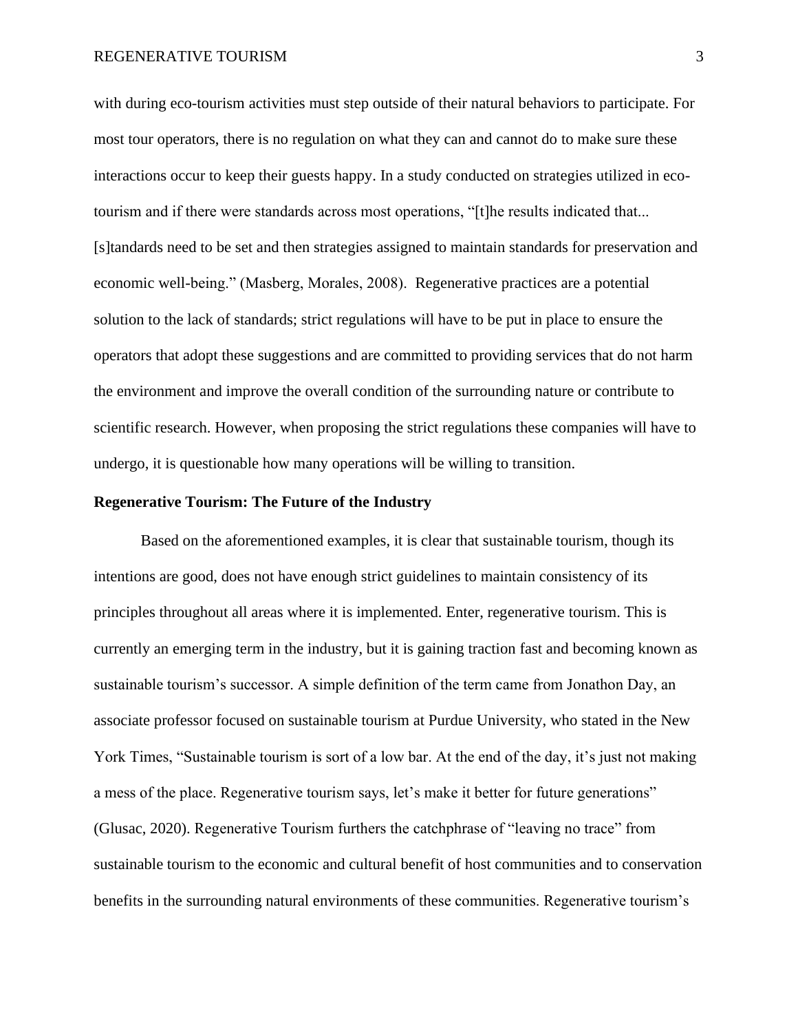with during eco-tourism activities must step outside of their natural behaviors to participate. For most tour operators, there is no regulation on what they can and cannot do to make sure these interactions occur to keep their guests happy. In a study conducted on strategies utilized in eco-tourism and if there were standards across most operations, "[t]he results indicated that... [s]tandards need to be set and then strategies assigned to maintain standards for preservation and economic well-being." (Masberg, Morales, 2008). Regenerative practices are a potential solution to the lack of standards; strict regulations will have to be put in place to ensure the operators that adopt these suggestions and are committed to providing services that do not harm the environment and improve the overall condition of the surrounding nature or contribute to scientific research. However, when proposing the strict regulations these companies will have to undergo, it is questionable how many operations will be willing to transition.

**Regenerative Tourism: The Future of the Industry**

Based on the aforementioned examples, it is clear that sustainable tourism, though its intentions are good, does not have enough strict guidelines to maintain consistency of its principles throughout all areas where it is implemented. Enter, regenerative tourism. This is currently an emerging term in the industry, but it is gaining traction fast and becoming known as sustainable tourism's successor. A simple definition of the term came from Jonathon Day, an associate professor focused on sustainable tourism at Purdue University, who stated in the New York Times, "Sustainable tourism is sort of a low bar. At the end of the day, it's just not making a mess of the place. Regenerative tourism says, let's make it better for future generations" (Glusac, 2020). Regenerative Tourism furthers the catchphrase of "leaving no trace" from sustainable tourism to the economic and cultural benefit of host communities and to conservation benefits in the surrounding natural environments of these communities. Regenerative tourism's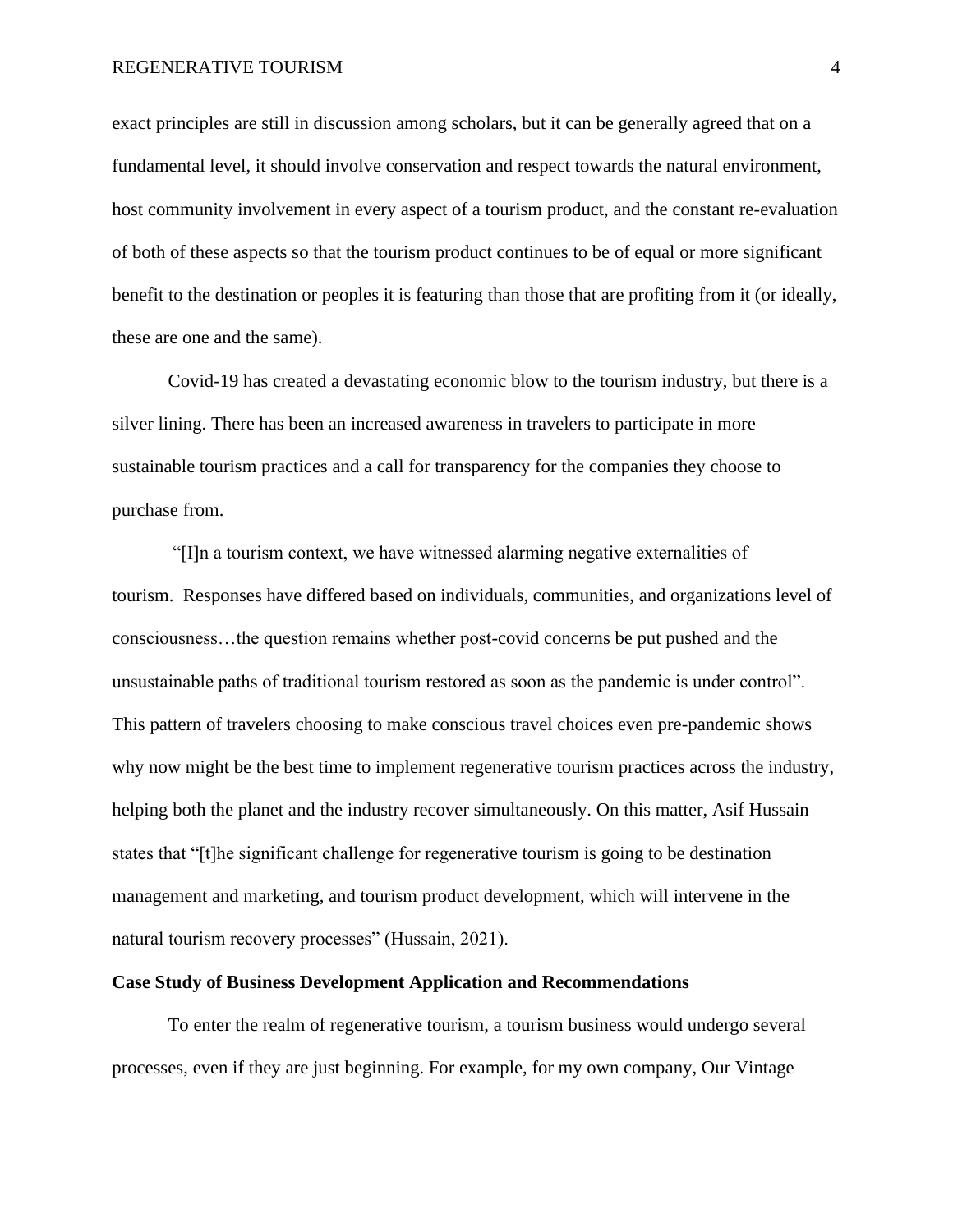exact principles are still in discussion among scholars, but it can be generally agreed that on a fundamental level, it should involve conservation and respect towards the natural environment, host community involvement in every aspect of a tourism product, and the constant re-evaluation of both of these aspects so that the tourism product continues to be of equal or more significant benefit to the destination or peoples it is featuring than those that are profiting from it (or ideally, these are one and the same).

Covid-19 has created a devastating economic blow to the tourism industry, but there is a silver lining. There has been an increased awareness in travelers to participate in more sustainable tourism practices and a call for transparency for the companies they choose to purchase from.

"[I]n a tourism context, we have witnessed alarming negative externalities of tourism. Responses have differed based on individuals, communities, and organizations level of consciousness…the question remains whether post-covid concerns be put pushed and the unsustainable paths of traditional tourism restored as soon as the pandemic is under control". This pattern of travelers choosing to make conscious travel choices even pre-pandemic shows why now might be the best time to implement regenerative tourism practices across the industry, helping both the planet and the industry recover simultaneously. On this matter, Asif Hussain states that "[t]he significant challenge for regenerative tourism is going to be destination management and marketing, and tourism product development, which will intervene in the natural tourism recovery processes" (Hussain, 2021).

## Case Study of Business Development Application and Recommendations

To enter the realm of regenerative tourism, a tourism business would undergo several processes, even if they are just beginning. For example, for my own company, Our Vintage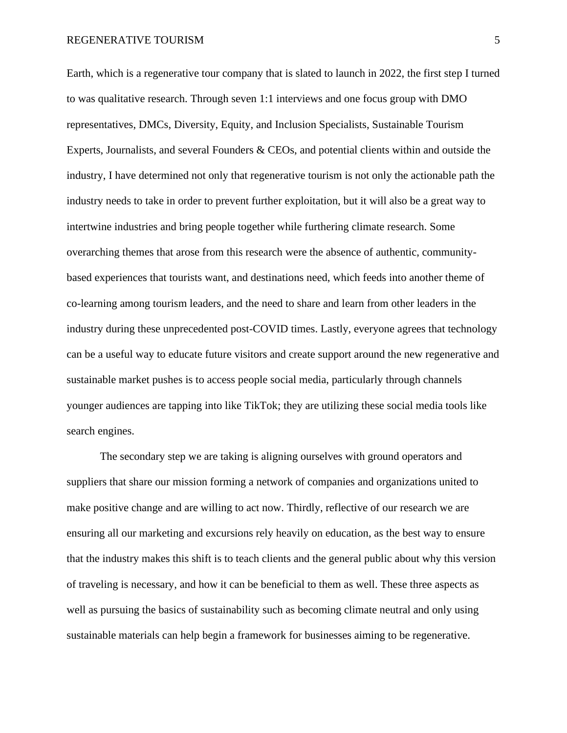Earth, which is a regenerative tour company that is slated to launch in 2022, the first step I turned to was qualitative research. Through seven 1:1 interviews and one focus group with DMO representatives, DMCs, Diversity, Equity, and Inclusion Specialists, Sustainable Tourism Experts, Journalists, and several Founders & CEOs, and potential clients within and outside the industry, I have determined not only that regenerative tourism is not only the actionable path the industry needs to take in order to prevent further exploitation, but it will also be a great way to intertwine industries and bring people together while furthering climate research. Some overarching themes that arose from this research were the absence of authentic, community-based experiences that tourists want, and destinations need, which feeds into another theme of co-learning among tourism leaders, and the need to share and learn from other leaders in the industry during these unprecedented post-COVID times. Lastly, everyone agrees that technology can be a useful way to educate future visitors and create support around the new regenerative and sustainable market pushes is to access people social media, particularly through channels younger audiences are tapping into like TikTok; they are utilizing these social media tools like search engines.

The secondary step we are taking is aligning ourselves with ground operators and suppliers that share our mission forming a network of companies and organizations united to make positive change and are willing to act now. Thirdly, reflective of our research we are ensuring all our marketing and excursions rely heavily on education, as the best way to ensure that the industry makes this shift is to teach clients and the general public about why this version of traveling is necessary, and how it can be beneficial to them as well. These three aspects as well as pursuing the basics of sustainability such as becoming climate neutral and only using sustainable materials can help begin a framework for businesses aiming to be regenerative.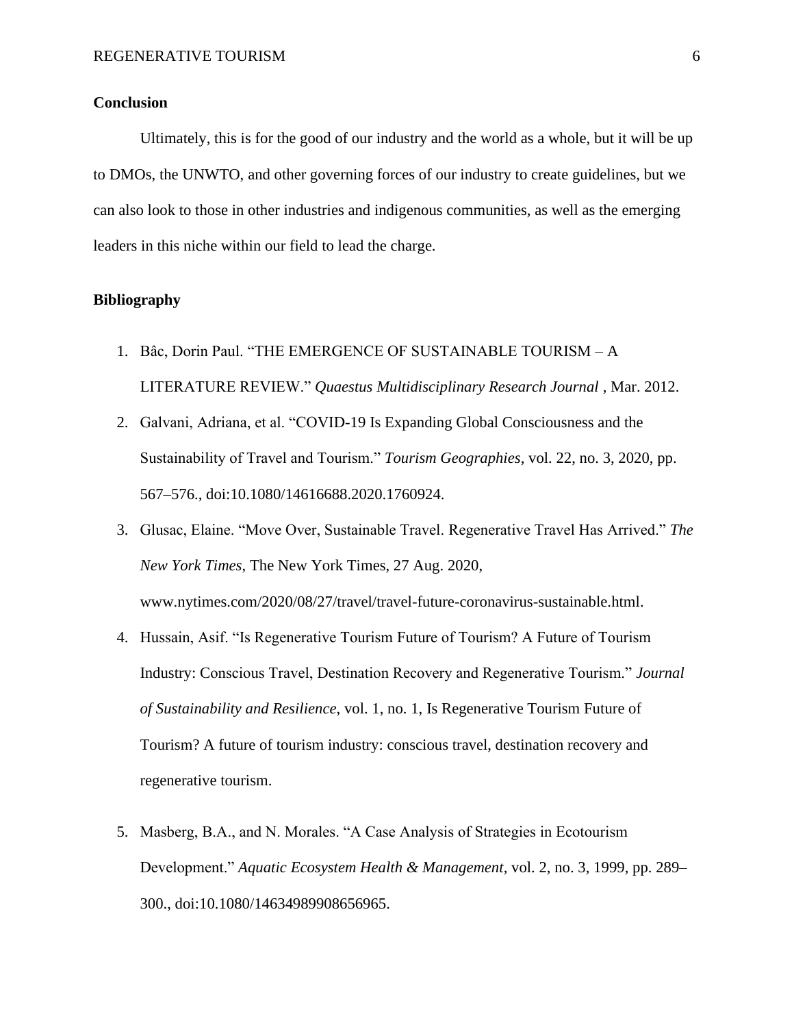## Conclusion

Ultimately, this is for the good of our industry and the world as a whole, but it will be up to DMOs, the UNWTO, and other governing forces of our industry to create guidelines, but we can also look to those in other industries and indigenous communities, as well as the emerging leaders in this niche within our field to lead the charge.

## Bibliography

1. Bâc, Dorin Paul. "THE EMERGENCE OF SUSTAINABLE TOURISM – A LITERATURE REVIEW." *Quaestus Multidisciplinary Research Journal* , Mar. 2012.
2. Galvani, Adriana, et al. "COVID-19 Is Expanding Global Consciousness and the Sustainability of Travel and Tourism." *Tourism Geographies*, vol. 22, no. 3, 2020, pp. 567–576., doi:10.1080/14616688.2020.1760924.
3. Glusac, Elaine. "Move Over, Sustainable Travel. Regenerative Travel Has Arrived." *The New York Times*, The New York Times, 27 Aug. 2020, www.nytimes.com/2020/08/27/travel/travel-future-coronavirus-sustainable.html.
4. Hussain, Asif. "Is Regenerative Tourism Future of Tourism? A Future of Tourism Industry: Conscious Travel, Destination Recovery and Regenerative Tourism." *Journal of Sustainability and Resilience*, vol. 1, no. 1, Is Regenerative Tourism Future of Tourism? A future of tourism industry: conscious travel, destination recovery and regenerative tourism.
5. Masberg, B.A., and N. Morales. "A Case Analysis of Strategies in Ecotourism Development." *Aquatic Ecosystem Health & Management*, vol. 2, no. 3, 1999, pp. 289–300., doi:10.1080/14634989908656965.